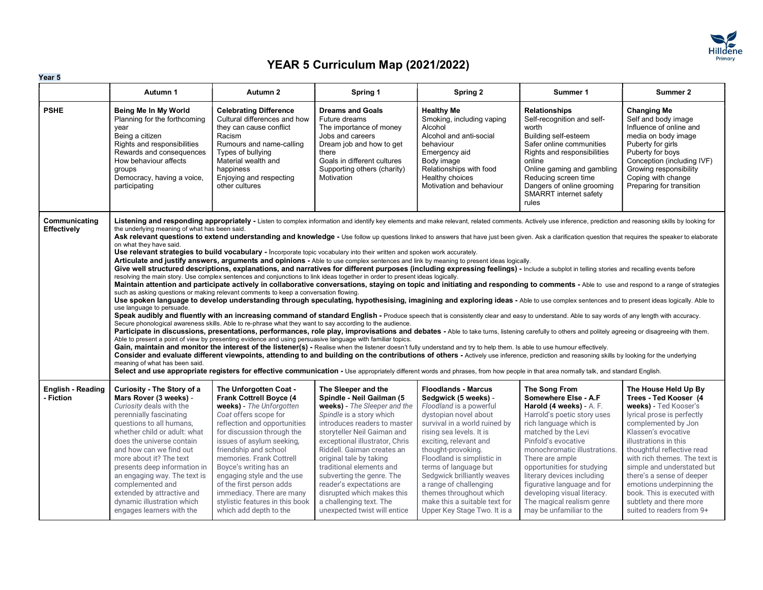# YEAR 5 Curriculum Map (2021/2022)

**Year 5**

| | Autumn 1 | Autumn 2 | Spring 1 | Spring 2 | Summer 1 | Summer 2 |
|---|---|---|---|---|---|---|
| **PSHE** | **Being Me In My World**<br>Planning for the forthcoming year<br>Being a citizen<br>Rights and responsibilities<br>Rewards and consequences<br>How behaviour affects groups<br>Democracy, having a voice, participating | **Celebrating Difference**<br>Cultural differences and how they can cause conflict<br>Racism<br>Rumours and name-calling<br>Types of bullying<br>Material wealth and happiness<br>Enjoying and respecting other cultures | **Dreams and Goals**<br>Future dreams<br>The importance of money<br>Jobs and careers<br>Dream job and how to get there<br>Goals in different cultures<br>Supporting others (charity)<br>Motivation | **Healthy Me**<br>Smoking, including vaping<br>Alcohol<br>Alcohol and anti-social behaviour<br>Emergency aid<br>Body image<br>Relationships with food<br>Healthy choices<br>Motivation and behaviour | **Relationships**<br>Self-recognition and self-worth<br>Building self-esteem<br>Safer online communities<br>Rights and responsibilities online<br>Online gaming and gambling<br>Reducing screen time<br>Dangers of online grooming<br>SMARRT internet safety rules | **Changing Me**<br>Self and body image<br>Influence of online and media on body image<br>Puberty for girls<br>Puberty for boys<br>Conception (including IVF)<br>Growing responsibility<br>Coping with change<br>Preparing for transition |
| **Communicating Effectively** | **Listening and responding appropriately -** Listen to complex information and identify key elements and make relevant, related comments. Actively use inference, prediction and reasoning skills by looking for the underlying meaning of what has been said.<br>**Ask relevant questions to extend understanding and knowledge -** Use follow up questions linked to answers that have just been given. Ask a clarification question that requires the speaker to elaborate on what they have said.<br>**Use relevant strategies to build vocabulary -** Incorporate topic vocabulary into their written and spoken work accurately.<br>**Articulate and justify answers, arguments and opinions -** Able to use complex sentences and link by meaning to present ideas logically.<br>**Give well structured descriptions, explanations, and narratives for different purposes (including expressing feelings) -** Include a subplot in telling stories and recalling events before resolving the main story. Use complex sentences and conjunctions to link ideas together in order to present ideas logically.<br>**Maintain attention and participate actively in collaborative conversations, staying on topic and initiating and responding to comments -** Able to use and respond to a range of strategies such as asking questions or making relevant comments to keep a conversation flowing.<br>**Use spoken language to develop understanding through speculating, hypothesising, imagining and exploring ideas -** Able to use complex sentences and to present ideas logically. Able to use language to persuade.<br>**Speak audibly and fluently with an increasing command of standard English -** Produce speech that is consistently clear and easy to understand. Able to say words of any length with accuracy. Secure phonological awareness skills. Able to re-phrase what they want to say according to the audience.<br>**Participate in discussions, presentations, performances, role play, improvisations and debates -** Able to take turns, listening carefully to others and politely agreeing or disagreeing with them. Able to present a point of view by presenting evidence and using persuasive language with familiar topics.<br>**Gain, maintain and monitor the interest of the listener(s) -** Realise when the listener doesn't fully understand and try to help them. Is able to use humour effectively.<br>**Consider and evaluate different viewpoints, attending to and building on the contributions of others -** Actively use inference, prediction and reasoning skills by looking for the underlying meaning of what has been said.<br>**Select and use appropriate registers for effective communication -** Use appropriately different words and phrases, from how people in that area normally talk, and standard English. | | | | | |
| **English - Reading - Fiction** | **Curiosity - The Story of a Mars Rover (3 weeks) -** *Curiosity* deals with the perennially fascinating questions to all humans, whether child or adult: what does the universe contain and how can we find out more about it? The text presents deep information in an engaging way. The text is complemented and extended by attractive and dynamic illustration which engages learners with the | **The Unforgotten Coat - Frank Cottrell Boyce (4 weeks) -** *The Unforgotten Coat* offers scope for reflection and opportunities for discussion through the issues of asylum seeking, friendship and school memories. Frank Cottrell Boyce's writing has an engaging style and the use of the first person adds immediacy. There are many stylistic features in this book which add depth to the | **The Sleeper and the Spindle - Neil Gailman (5 weeks) -** *The Sleeper and the Spindle* is a story which introduces readers to master storyteller Neil Gaiman and exceptional illustrator, Chris Riddell. Gaiman creates an original tale by taking traditional elements and subverting the genre. The reader's expectations are disrupted which makes this a challenging text. The unexpected twist will entice | **Floodlands - Marcus Sedgwick (5 weeks) -** *Floodland* is a powerful dystopian novel about survival in a world ruined by rising sea levels. It is exciting, relevant and thought-provoking. Floodland is simplistic in terms of language but Sedgwick brilliantly weaves a range of challenging themes throughout which make this a suitable text for Upper Key Stage Two. It is a | **The Song From Somewhere Else - A.F Harold (4 weeks) -** A. F. Harrold's poetic story uses rich language which is matched by the Levi Pinfold's evocative monochromatic illustrations. There are ample opportunities for studying literary devices including figurative language and for developing visual literacy. The magical realism genre may be unfamiliar to the | **The House Held Up By Trees - Ted Kooser (4 weeks) -** Ted Kooser's lyrical prose is perfectly complemented by Jon Klassen's evocative illustrations in this thoughtful reflective read with rich themes. The text is simple and understated but there's a sense of deeper emotions underpinning the book. This is executed with subtlety and there more suited to readers from 9+ |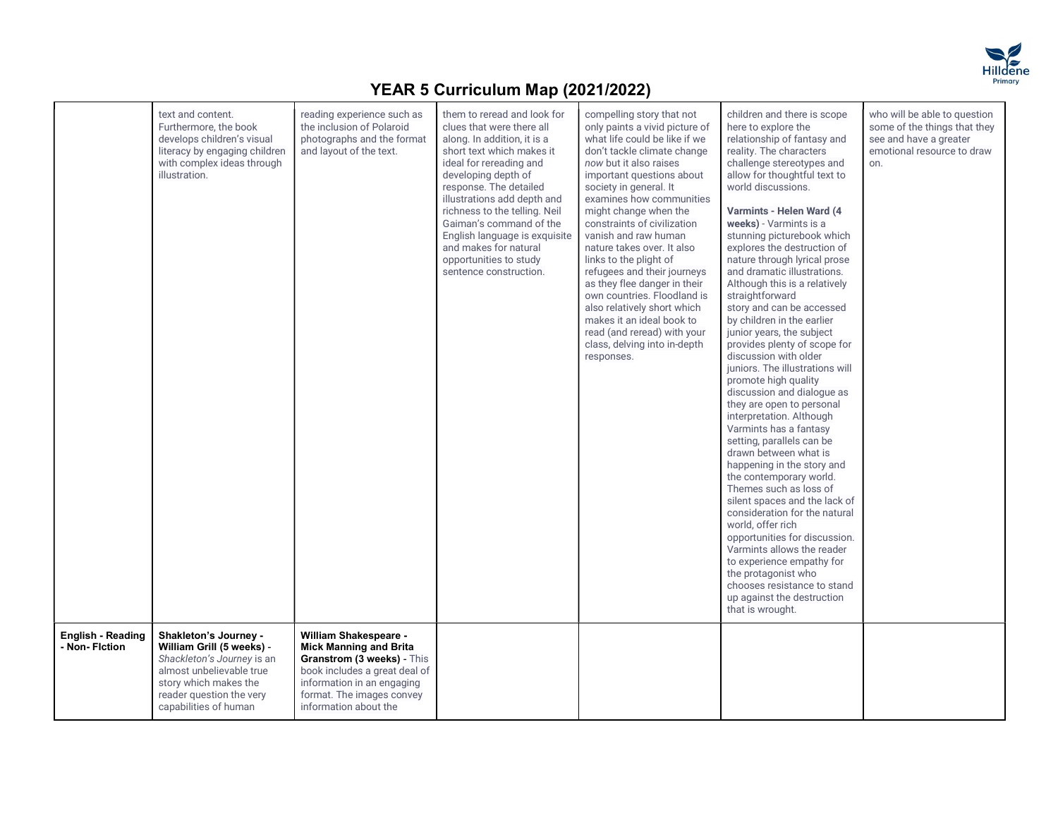# YEAR 5 Curriculum Map (2021/2022)

| | | | | | | |
|---|---|---|---|---|---|---|
| | text and content. Furthermore, the book develops children's visual literacy by engaging children with complex ideas through illustration. | reading experience such as the inclusion of Polaroid photographs and the format and layout of the text. | them to reread and look for clues that were there all along. In addition, it is a short text which makes it ideal for rereading and developing depth of response. The detailed illustrations add depth and richness to the telling. Neil Gaiman's command of the English language is exquisite and makes for natural opportunities to study sentence construction. | compelling story that not only paints a vivid picture of what life could be like if we don't tackle climate change *now* but it also raises important questions about society in general. It examines how communities might change when the constraints of civilization vanish and raw human nature takes over. It also links to the plight of refugees and their journeys as they flee danger in their own countries. Floodland is also relatively short which makes it an ideal book to read (and reread) with your class, delving into in-depth responses. | children and there is scope here to explore the relationship of fantasy and reality. The characters challenge stereotypes and allow for thoughtful text to world discussions.<br><br>**Varmints - Helen Ward (4 weeks)** - Varmints is a stunning picturebook which explores the destruction of nature through lyrical prose and dramatic illustrations. Although this is a relatively straightforward story and can be accessed by children in the earlier junior years, the subject provides plenty of scope for discussion with older juniors. The illustrations will promote high quality discussion and dialogue as they are open to personal interpretation. Although Varmints has a fantasy setting, parallels can be drawn between what is happening in the story and the contemporary world. Themes such as loss of silent spaces and the lack of consideration for the natural world, offer rich opportunities for discussion. Varmints allows the reader to experience empathy for the protagonist who chooses resistance to stand up against the destruction that is wrought. | who will be able to question some of the things that they see and have a greater emotional resource to draw on. |
| **English - Reading - Non- FIction** | **Shakleton's Journey - William Grill (5 weeks)** - *Shackleton's Journey* is an almost unbelievable true story which makes the reader question the very capabilities of human | **William Shakespeare - Mick Manning and Brita Granstrom (3 weeks)** - This book includes a great deal of information in an engaging format. The images convey information about the | | | | |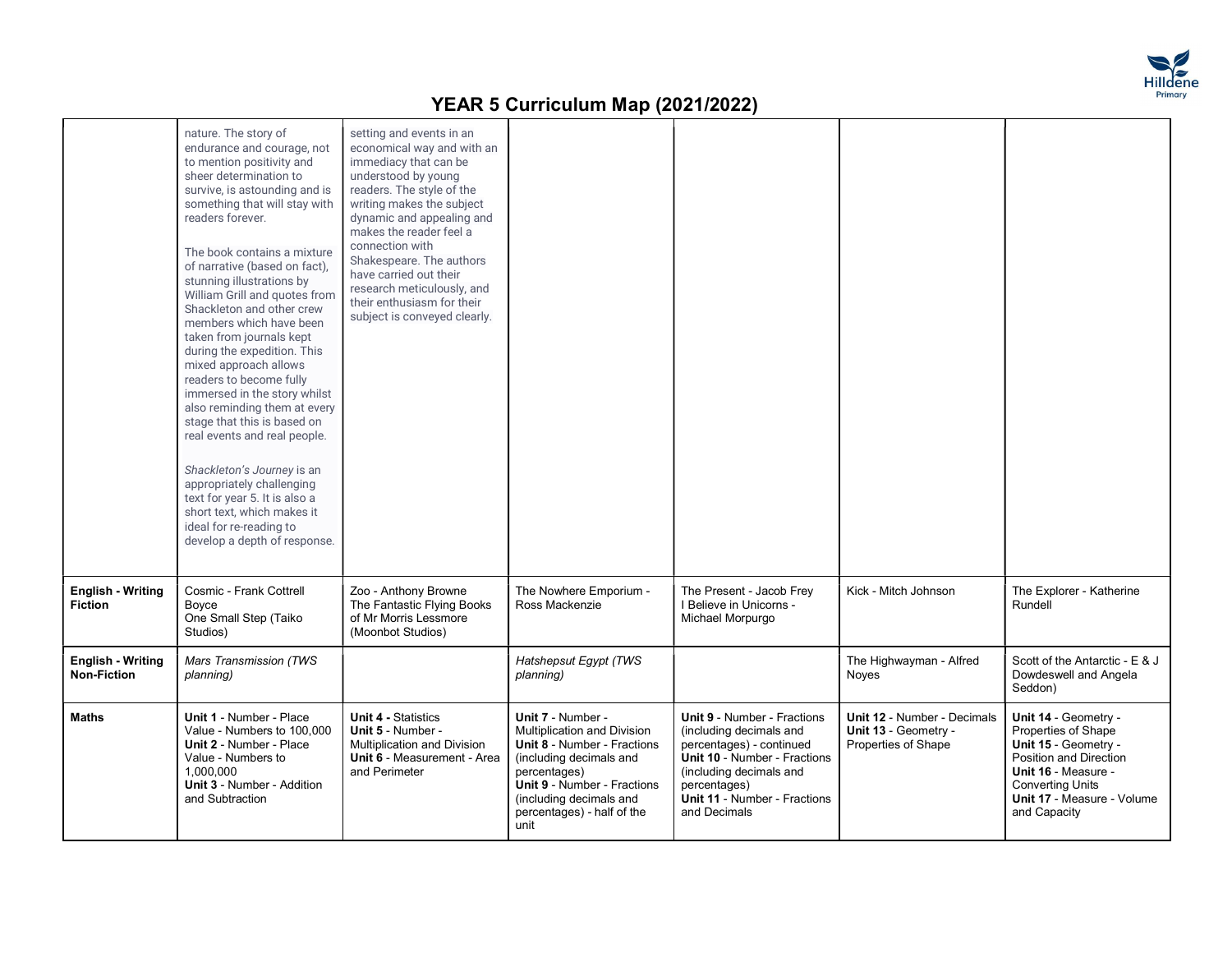# YEAR 5 Curriculum Map (2021/2022)

| | | | | | | |
|---|---|---|---|---|---|---|
| | nature. The story of endurance and courage, not to mention positivity and sheer determination to survive, is astounding and is something that will stay with readers forever.<br><br>The book contains a mixture of narrative (based on fact), stunning illustrations by William Grill and quotes from Shackleton and other crew members which have been taken from journals kept during the expedition. This mixed approach allows readers to become fully immersed in the story whilst also reminding them at every stage that this is based on real events and real people.<br><br>*Shackleton's Journey* is an appropriately challenging text for year 5. It is also a short text, which makes it ideal for re-reading to develop a depth of response. | setting and events in an economical way and with an immediacy that can be understood by young readers. The style of the writing makes the subject dynamic and appealing and makes the reader feel a connection with Shakespeare. The authors have carried out their research meticulously, and their enthusiasm for their subject is conveyed clearly. | | | | |
| **English - Writing Fiction** | Cosmic - Frank Cottrell Boyce<br>One Small Step (Taiko Studios) | Zoo - Anthony Browne<br>The Fantastic Flying Books of Mr Morris Lessmore (Moonbot Studios) | The Nowhere Emporium - Ross Mackenzie | The Present - Jacob Frey<br>I Believe in Unicorns - Michael Morpurgo | Kick - Mitch Johnson | The Explorer - Katherine Rundell |
| **English - Writing Non-Fiction** | *Mars Transmission (TWS planning)* | | *Hatshepsut Egypt (TWS planning)* | | The Highwayman - Alfred Noyes | Scott of the Antarctic - E & J Dowdeswell and Angela Seddon) |
| **Maths** | **Unit 1** - Number - Place Value - Numbers to 100,000<br>**Unit 2** - Number - Place Value - Numbers to 1,000,000<br>**Unit 3** - Number - Addition and Subtraction | **Unit 4 -** Statistics<br>**Unit 5** - Number - Multiplication and Division<br>**Unit 6** - Measurement - Area and Perimeter | **Unit 7** - Number - Multiplication and Division<br>**Unit 8** - Number - Fractions (including decimals and percentages)<br>**Unit 9** - Number - Fractions (including decimals and percentages) - half of the unit | **Unit 9** - Number - Fractions (including decimals and percentages) - continued<br>**Unit 10** - Number - Fractions (including decimals and percentages)<br>**Unit 11** - Number - Fractions and Decimals | **Unit 12** - Number - Decimals<br>**Unit 13** - Geometry - Properties of Shape | **Unit 14** - Geometry - Properties of Shape<br>**Unit 15** - Geometry - Position and Direction<br>**Unit 16** - Measure - Converting Units<br>**Unit 17** - Measure - Volume and Capacity |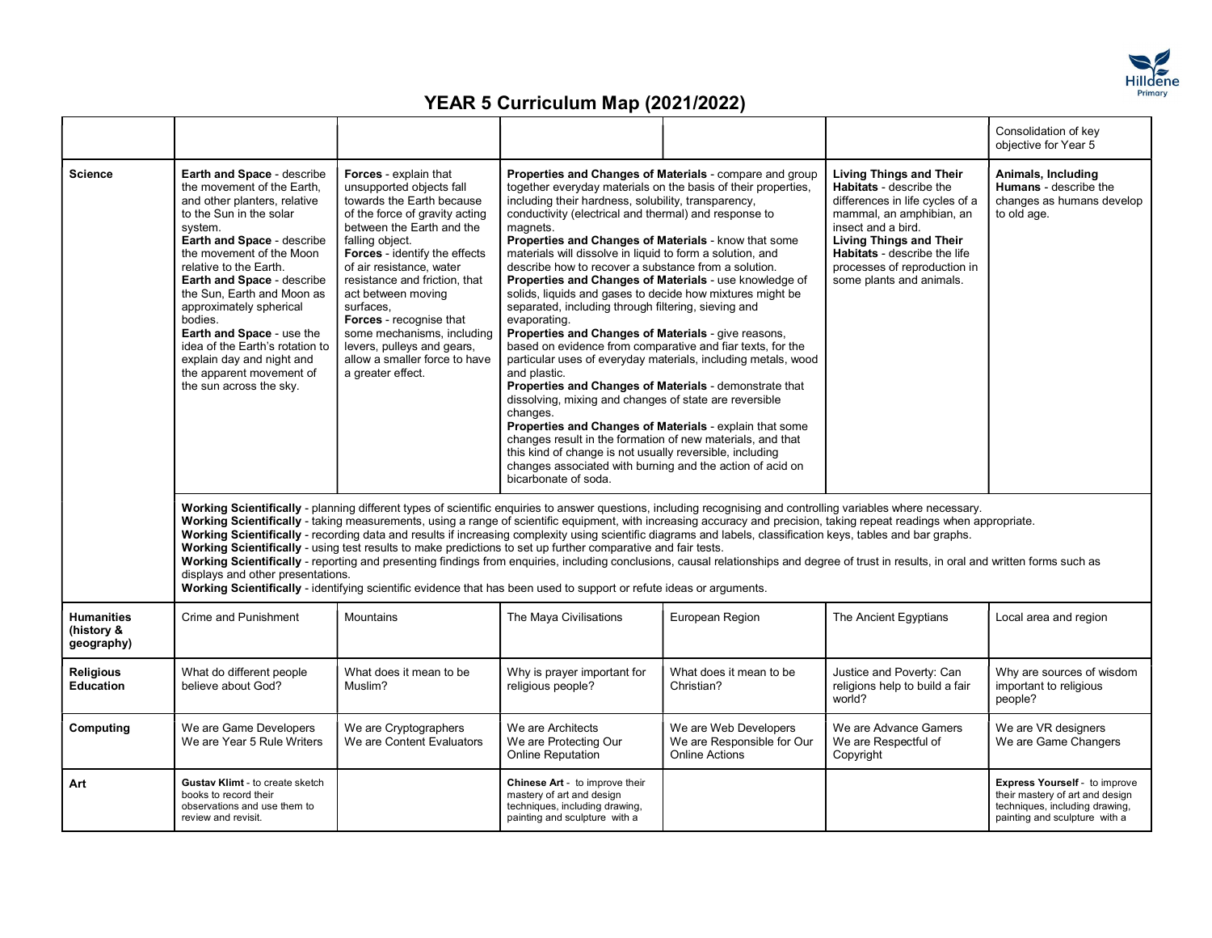# YEAR 5 Curriculum Map (2021/2022)

| | | | | | | Consolidation of key objective for Year 5 |
|---|---|---|---|---|---|---|
| **Science** | **Earth and Space** - describe the movement of the Earth, and other planters, relative to the Sun in the solar system. **Earth and Space** - describe the movement of the Moon relative to the Earth. **Earth and Space** - describe the Sun, Earth and Moon as approximately spherical bodies. **Earth and Space** - use the idea of the Earth's rotation to explain day and night and the apparent movement of the sun across the sky. | **Forces** - explain that unsupported objects fall towards the Earth because of the force of gravity acting between the Earth and the falling object. **Forces** - identify the effects of air resistance, water resistance and friction, that act between moving surfaces, **Forces** - recognise that some mechanisms, including levers, pulleys and gears, allow a smaller force to have a greater effect. | **Properties and Changes of Materials** - compare and group together everyday materials on the basis of their properties, including their hardness, solubility, transparency, conductivity (electrical and thermal) and response to magnets. **Properties and Changes of Materials** - know that some materials will dissolve in liquid to form a solution, and describe how to recover a substance from a solution. **Properties and Changes of Materials** - use knowledge of solids, liquids and gases to decide how mixtures might be separated, including through filtering, sieving and evaporating. **Properties and Changes of Materials** - give reasons, based on evidence from comparative and fiar texts, for the particular uses of everyday materials, including metals, wood and plastic. **Properties and Changes of Materials** - demonstrate that dissolving, mixing and changes of state are reversible changes. **Properties and Changes of Materials** - explain that some changes result in the formation of new materials, and that this kind of change is not usually reversible, including changes associated with burning and the action of acid on bicarbonate of soda. | | **Living Things and Their Habitats** - describe the differences in life cycles of a mammal, an amphibian, an insect and a bird. **Living Things and Their Habitats** - describe the life processes of reproduction in some plants and animals. | **Animals, Including Humans** - describe the changes as humans develop to old age. |
| | **Working Scientifically** - planning different types of scientific enquiries to answer questions, including recognising and controlling variables where necessary. **Working Scientifically** - taking measurements, using a range of scientific equipment, with increasing accuracy and precision, taking repeat readings when appropriate. **Working Scientifically** - recording data and results if increasing complexity using scientific diagrams and labels, classification keys, tables and bar graphs. **Working Scientifically** - using test results to make predictions to set up further comparative and fair tests. **Working Scientifically** - reporting and presenting findings from enquiries, including conclusions, causal relationships and degree of trust in results, in oral and written forms such as displays and other presentations. **Working Scientifically** - identifying scientific evidence that has been used to support or refute ideas or arguments. | | | | | |
| **Humanities (history & geography)** | Crime and Punishment | Mountains | The Maya Civilisations | European Region | The Ancient Egyptians | Local area and region |
| **Religious Education** | What do different people believe about God? | What does it mean to be Muslim? | Why is prayer important for religious people? | What does it mean to be Christian? | Justice and Poverty: Can religions help to build a fair world? | Why are sources of wisdom important to religious people? |
| **Computing** | We are Game Developers<br>We are Year 5 Rule Writers | We are Cryptographers<br>We are Content Evaluators | We are Architects<br>We are Protecting Our Online Reputation | We are Web Developers<br>We are Responsible for Our Online Actions | We are Advance Gamers<br>We are Respectful of Copyright | We are VR designers<br>We are Game Changers |
| **Art** | **Gustav Klimt** - to create sketch books to record their observations and use them to review and revisit. | | **Chinese Art** - to improve their mastery of art and design techniques, including drawing, painting and sculpture with a | | | **Express Yourself** - to improve their mastery of art and design techniques, including drawing, painting and sculpture with a |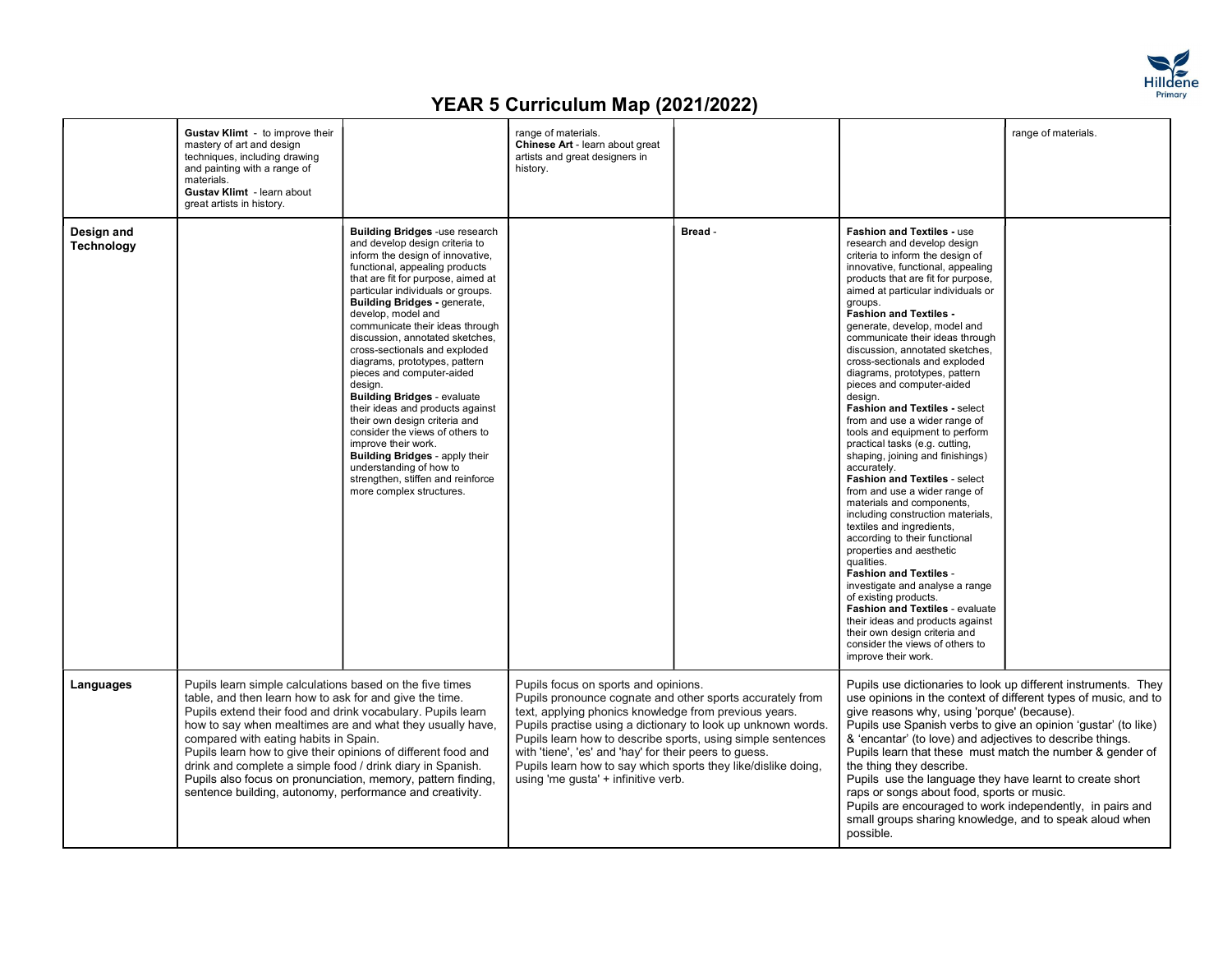# YEAR 5 Curriculum Map (2021/2022)

| | | | | | | |
|---|---|---|---|---|---|---|
| | **Gustav Klimt** - to improve their mastery of art and design techniques, including drawing and painting with a range of materials.<br>**Gustav Klimt** - learn about great artists in history. | | range of materials.<br>**Chinese Art** - learn about great artists and great designers in history. | | | range of materials. |
| **Design and Technology** | | **Building Bridges** -use research and develop design criteria to inform the design of innovative, functional, appealing products that are fit for purpose, aimed at particular individuals or groups.<br>**Building Bridges -** generate, develop, model and communicate their ideas through discussion, annotated sketches, cross-sectionals and exploded diagrams, prototypes, pattern pieces and computer-aided design.<br>**Building Bridges** - evaluate their ideas and products against their own design criteria and consider the views of others to improve their work.<br>**Building Bridges** - apply their understanding of how to strengthen, stiffen and reinforce more complex structures. | | **Bread** - | **Fashion and Textiles -** use research and develop design criteria to inform the design of innovative, functional, appealing products that are fit for purpose, aimed at particular individuals or groups.<br>**Fashion and Textiles -** generate, develop, model and communicate their ideas through discussion, annotated sketches, cross-sectionals and exploded diagrams, prototypes, pattern pieces and computer-aided design.<br>**Fashion and Textiles** - select from and use a wider range of tools and equipment to perform practical tasks (e.g. cutting, shaping, joining and finishings) accurately.<br>**Fashion and Textiles** - select from and use a wider range of materials and components, including construction materials, textiles and ingredients, according to their functional properties and aesthetic qualities.<br>**Fashion and Textiles** - investigate and analyse a range of existing products.<br>**Fashion and Textiles** - evaluate their ideas and products against their own design criteria and consider the views of others to improve their work. | |
| **Languages** | Pupils learn simple calculations based on the five times table, and then learn how to ask for and give the time. Pupils extend their food and drink vocabulary. Pupils learn how to say when mealtimes are and what they usually have, compared with eating habits in Spain. Pupils learn how to give their opinions of different food and drink and complete a simple food / drink diary in Spanish. Pupils also focus on pronunciation, memory, pattern finding, sentence building, autonomy, performance and creativity. | | Pupils focus on sports and opinions. Pupils pronounce cognate and other sports accurately from text, applying phonics knowledge from previous years. Pupils practise using a dictionary to look up unknown words. Pupils learn how to describe sports, using simple sentences with 'tiene', 'es' and 'hay' for their peers to guess. Pupils learn how to say which sports they like/dislike doing, using 'me gusta' + infinitive verb. | | Pupils use dictionaries to look up different instruments. They use opinions in the context of different types of music, and to give reasons why, using 'porque' (because). Pupils use Spanish verbs to give an opinion 'gustar' (to like) & 'encantar' (to love) and adjectives to describe things. Pupils learn that these must match the number & gender of the thing they describe. Pupils use the language they have learnt to create short raps or songs about food, sports or music. Pupils are encouraged to work independently, in pairs and small groups sharing knowledge, and to speak aloud when possible. | |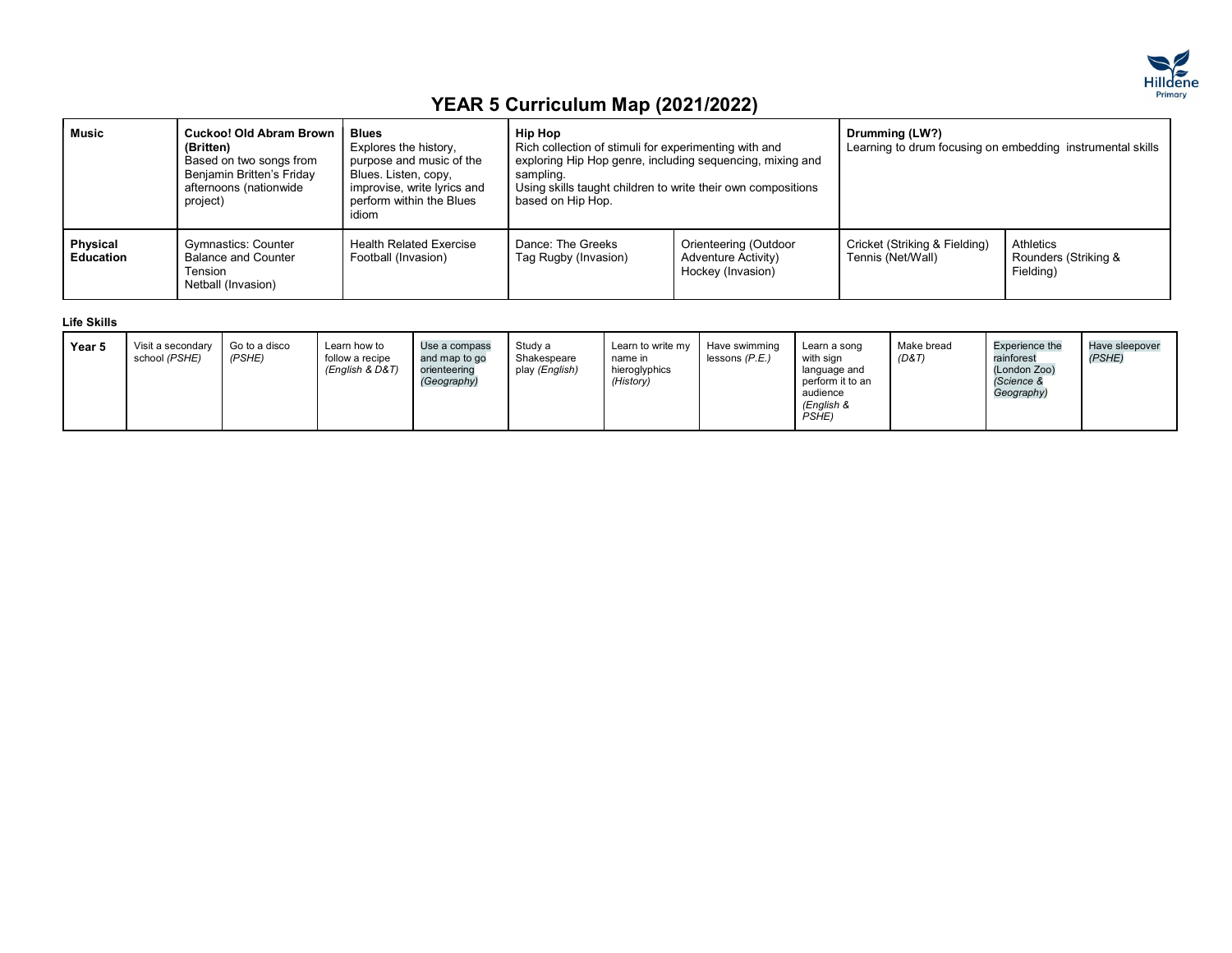# YEAR 5 Curriculum Map (2021/2022)

| | | | | | | |
|---|---|---|---|---|---|---|
| **Music** | **Cuckoo! Old Abram Brown (Britten)** Based on two songs from Benjamin Britten's Friday afternoons (nationwide project) | **Blues** Explores the history, purpose and music of the Blues. Listen, copy, improvise, write lyrics and perform within the Blues idiom | **Hip Hop** Rich collection of stimuli for experimenting with and exploring Hip Hop genre, including sequencing, mixing and sampling. Using skills taught children to write their own compositions based on Hip Hop. | | **Drumming (LW?)** Learning to drum focusing on embedding instrumental skills | |
| **Physical Education** | Gymnastics: Counter Balance and Counter Tension<br>Netball (Invasion) | Health Related Exercise<br>Football (Invasion) | Dance: The Greeks<br>Tag Rugby (Invasion) | Orienteering (Outdoor Adventure Activity)<br>Hockey (Invasion) | Cricket (Striking & Fielding)<br>Tennis (Net/Wall) | Athletics<br>Rounders (Striking & Fielding) |

**Life Skills**

| | | | | | | | | | | | |
|---|---|---|---|---|---|---|---|---|---|---|---|
| **Year 5** | Visit a secondary school *(PSHE)* | Go to a disco *(PSHE)* | Learn how to follow a recipe *(English & D&T)* | Use a compass and map to go orienteering *(Geography)* | Study a Shakespeare play *(English)* | Learn to write my name in hieroglyphics *(History)* | Have swimming lessons *(P.E.)* | Learn a song with sign language and perform it to an audience *(English & PSHE)* | Make bread *(D&T)* | Experience the rainforest (London Zoo) *(Science & Geography)* | Have sleepover *(PSHE)* |